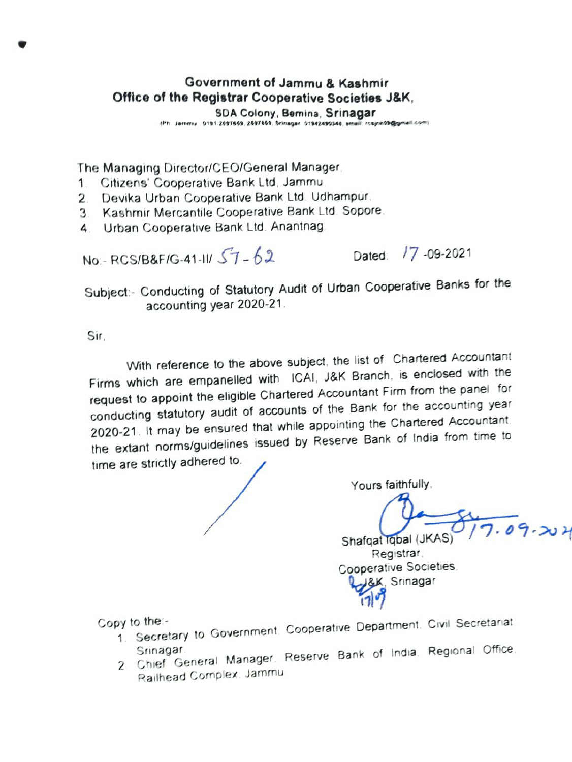**Government of Jammu & Kashmir**
**Office of the Registrar Cooperative Societies J&K,**
**SDA Colony, Bemina, Srinagar**

(Ph: Jammu: 0191 2597659, 2597859, Srinagar: 01942490346, email: rcsjk09@gmail.com)

The Managing Director/CEO/General Manager,

1. Citizens' Cooperative Bank Ltd, Jammu.
2. Devika Urban Cooperative Bank Ltd. Udhampur.
3. Kashmir Mercantile Cooperative Bank Ltd. Sopore.
4. Urban Cooperative Bank Ltd. Anantnag.

No:- RCS/B&F/G-41-II/ 57-62 Dated: 17-09-2021

Subject:- Conducting of Statutory Audit of Urban Cooperative Banks for the accounting year 2020-21.

Sir,

With reference to the above subject, the list of Chartered Accountant Firms which are empanelled with ICAI, J&K Branch, is enclosed with the request to appoint the eligible Chartered Accountant Firm from the panel for conducting statutory audit of accounts of the Bank for the accounting year 2020-21. It may be ensured that while appointing the Chartered Accountant the extant norms/guidelines issued by Reserve Bank of India from time to time are strictly adhered to.

Yours faithfully,

17.09.2021

Shafqat Iqbal (JKAS)
Registrar,
Cooperative Societies
J&K, Srinagar

17/9

Copy to the:-

1. Secretary to Government, Cooperative Department, Civil Secretariat Srinagar.
2. Chief General Manager, Reserve Bank of India, Regional Office, Railhead Complex, Jammu.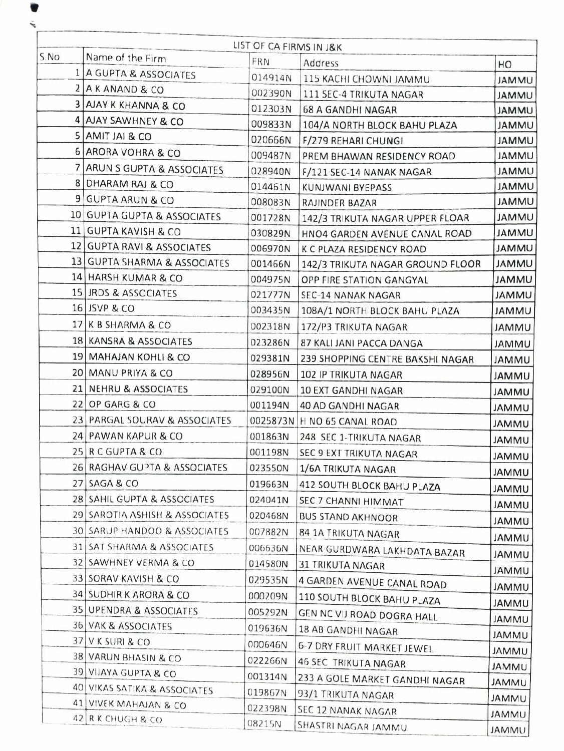| LIST OF CA FIRMS IN J&K | | | | |
|---|---|---|---|---|
| S.No | Name of the Firm | FRN | Address | HO |
| 1 | A GUPTA & ASSOCIATES | 014914N | 115 KACHI CHOWNI JAMMU | JAMMU |
| 2 | A K ANAND & CO | 002390N | 111 SEC-4 TRIKUTA NAGAR | JAMMU |
| 3 | AJAY K KHANNA & CO | 012303N | 68 A GANDHI NAGAR | JAMMU |
| 4 | AJAY SAWHNEY & CO | 009833N | 104/A NORTH BLOCK BAHU PLAZA | JAMMU |
| 5 | AMIT JAI & CO | 020666N | F/279 REHARI CHUNGI | JAMMU |
| 6 | ARORA VOHRA & CO | 009487N | PREM BHAWAN RESIDENCY ROAD | JAMMU |
| 7 | ARUN S GUPTA & ASSOCIATES | 028940N | F/121 SEC-14 NANAK NAGAR | JAMMU |
| 8 | DHARAM RAJ & CO | 014461N | KUNJWANI BYEPASS | JAMMU |
| 9 | GUPTA ARUN & CO | 008083N | RAJINDER BAZAR | JAMMU |
| 10 | GUPTA GUPTA & ASSOCIATES | 001728N | 142/3 TRIKUTA NAGAR UPPER FLOAR | JAMMU |
| 11 | GUPTA KAVISH & CO | 030829N | HNO4 GARDEN AVENUE CANAL ROAD | JAMMU |
| 12 | GUPTA RAVI & ASSOCIATES | 006970N | K C PLAZA RESIDENCY ROAD | JAMMU |
| 13 | GUPTA SHARMA & ASSOCIATES | 001466N | 142/3 TRIKUTA NAGAR GROUND FLOOR | JAMMU |
| 14 | HARSH KUMAR & CO | 004975N | OPP FIRE STATION GANGYAL | JAMMU |
| 15 | JRDS & ASSOCIATES | 021777N | SEC-14 NANAK NAGAR | JAMMU |
| 16 | JSVP & CO | 003435N | 108A/1 NORTH BLOCK BAHU PLAZA | JAMMU |
| 17 | K B SHARMA & CO | 002318N | 172/P3 TRIKUTA NAGAR | JAMMU |
| 18 | KANSRA & ASSOCIATES | 023286N | 87 KALI JANI PACCA DANGA | JAMMU |
| 19 | MAHAJAN KOHLI & CO | 029381N | 239 SHOPPING CENTRE BAKSHI NAGAR | JAMMU |
| 20 | MANU PRIYA & CO | 028956N | 102 IP TRIKUTA NAGAR | JAMMU |
| 21 | NEHRU & ASSOCIATES | 029100N | 10 EXT GANDHI NAGAR | JAMMU |
| 22 | OP GARG & CO | 001194N | 40 AD GANDHI NAGAR | JAMMU |
| 23 | PARGAL SOURAV & ASSOCIATES | 0025873N | H NO 65 CANAL ROAD | JAMMU |
| 24 | PAWAN KAPUR & CO | 001863N | 248 SEC 1-TRIKUTA NAGAR | JAMMU |
| 25 | R C GUPTA & CO | 001198N | SEC 9 EXT TRIKUTA NAGAR | JAMMU |
| 26 | RAGHAV GUPTA & ASSOCIATES | 023550N | 1/6A TRIKUTA NAGAR | JAMMU |
| 27 | SAGA & CO | 019663N | 412 SOUTH BLOCK BAHU PLAZA | JAMMU |
| 28 | SAHIL GUPTA & ASSOCIATES | 024041N | SEC 7 CHANNI HIMMAT | JAMMU |
| 29 | SAROTIA ASHISH & ASSOCIATES | 020468N | BUS STAND AKHNOOR | JAMMU |
| 30 | SARUP HANDOO & ASSOCIATES | 007882N | 84 1A TRIKUTA NAGAR | JAMMU |
| 31 | SAT SHARMA & ASSOCIATES | 006636N | NEAR GURDWARA LAKHDATA BAZAR | JAMMU |
| 32 | SAWHNEY VERMA & CO | 014580N | 31 TRIKUTA NAGAR | JAMMU |
| 33 | SORAV KAVISH & CO | 029535N | 4 GARDEN AVENUE CANAL ROAD | JAMMU |
| 34 | SUDHIR K ARORA & CO | 000209N | 110 SOUTH BLOCK BAHU PLAZA | JAMMU |
| 35 | UPENDRA & ASSOCIATES | 005292N | GEN NC VIJ ROAD DOGRA HALL | JAMMU |
| 36 | VAK & ASSOCIATES | 019636N | 18 AB GANDHI NAGAR | JAMMU |
| 37 | V K SURI & CO | 000646N | 6-7 DRY FRUIT MARKET JEWEL | JAMMU |
| 38 | VARUN BHASIN & CO | 022266N | 46 SEC TRIKUTA NAGAR | JAMMU |
| 39 | VIJAYA GUPTA & CO | 001314N | 233 A GOLE MARKET GANDHI NAGAR | JAMMU |
| 40 | VIKAS SATIKA & ASSOCIATES | 019867N | 93/1 TRIKUTA NAGAR | JAMMU |
| 41 | VIVEK MAHAJAN & CO | 022398N | SEC 12 NANAK NAGAR | JAMMU |
| 42 | R K CHUGH & CO | 08215N | SHASTRI NAGAR JAMMU | JAMMU |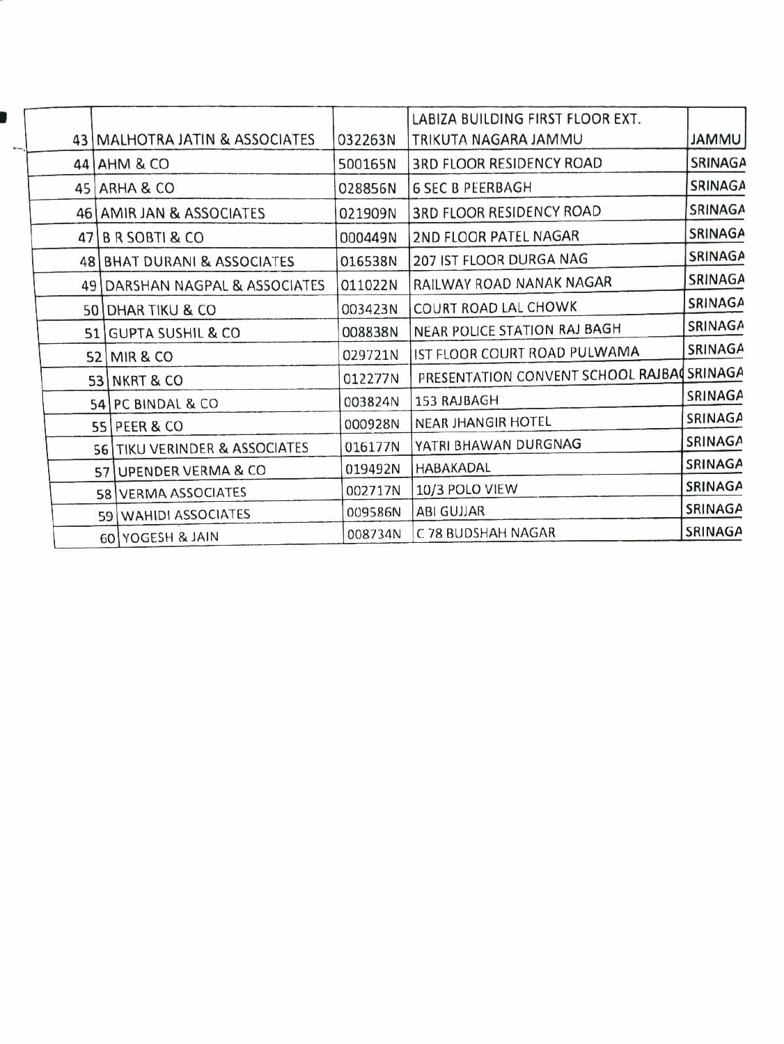| | | | | |
|---|---|---|---|---|
| 43 | MALHOTRA JATIN & ASSOCIATES | 032263N | LABIZA BUILDING FIRST FLOOR EXT. TRIKUTA NAGARA JAMMU | JAMMU |
| 44 | AHM & CO | 500165N | 3RD FLOOR RESIDENCY ROAD | SRINAGA |
| 45 | ARHA & CO | 028856N | 6 SEC B PEERBAGH | SRINAGA |
| 46 | AMIR JAN & ASSOCIATES | 021909N | 3RD FLOOR RESIDENCY ROAD | SRINAGA |
| 47 | B R SOBTI & CO | 000449N | 2ND FLOOR PATEL NAGAR | SRINAGA |
| 48 | BHAT DURANI & ASSOCIATES | 016538N | 207 IST FLOOR DURGA NAG | SRINAGA |
| 49 | DARSHAN NAGPAL & ASSOCIATES | 011022N | RAILWAY ROAD NANAK NAGAR | SRINAGA |
| 50 | DHAR TIKU & CO | 003423N | COURT ROAD LAL CHOWK | SRINAGA |
| 51 | GUPTA SUSHIL & CO | 008838N | NEAR POLICE STATION RAJ BAGH | SRINAGA |
| 52 | MIR & CO | 029721N | IST FLOOR COURT ROAD PULWAMA | SRINAGA |
| 53 | NKRT & CO | 012277N | PRESENTATION CONVENT SCHOOL RAJBA( | SRINAGA |
| 54 | PC BINDAL & CO | 003824N | 153 RAJBAGH | SRINAGA |
| 55 | PEER & CO | 000928N | NEAR JHANGIR HOTEL | SRINAGA |
| 56 | TIKU VERINDER & ASSOCIATES | 016177N | YATRI BHAWAN DURGNAG | SRINAGA |
| 57 | UPENDER VERMA & CO | 019492N | HABAKADAL | SRINAGA |
| 58 | VERMA ASSOCIATES | 002717N | 10/3 POLO VIEW | SRINAGA |
| 59 | WAHIDI ASSOCIATES | 009586N | ABI GUJJAR | SRINAGA |
| 60 | YOGESH & JAIN | 008734N | C 78 BUDSHAH NAGAR | SRINAGA |